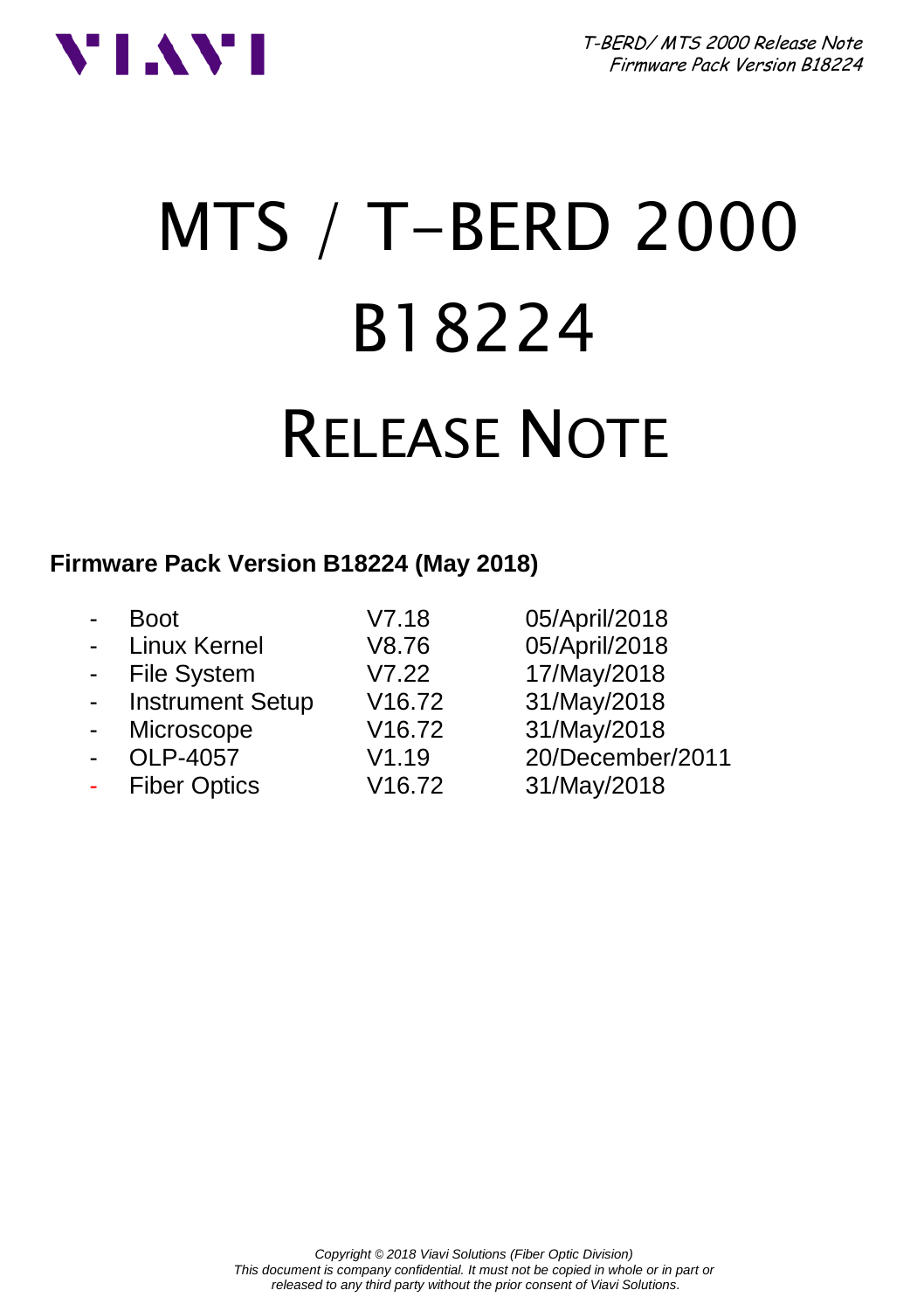# MTS / T-BERD 2000

# B18224

# RELEASE NOTE

**Firmware Pack Version B18224 (May 2018)**

| | | |
|---|---|---|
| - Boot | V7.18 | 05/April/2018 |
| - Linux Kernel | V8.76 | 05/April/2018 |
| - File System | V7.22 | 17/May/2018 |
| - Instrument Setup | V16.72 | 31/May/2018 |
| - Microscope | V16.72 | 31/May/2018 |
| - OLP-4057 | V1.19 | 20/December/2011 |
| - Fiber Optics | V16.72 | 31/May/2018 |

*Copyright © 2018 Viavi Solutions (Fiber Optic Division)*
*This document is company confidential. It must not be copied in whole or in part or released to any third party without the prior consent of Viavi Solutions.*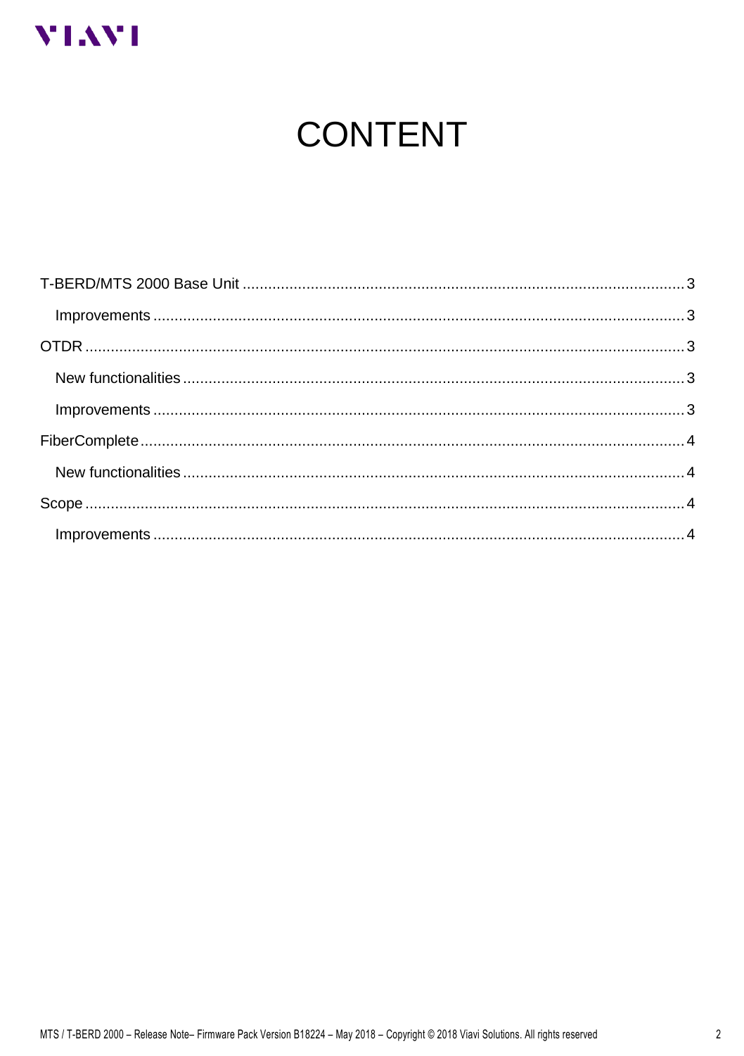# CONTENT

- T-BERD/MTS 2000 Base Unit ........................................ 3
  - Improvements ........................................ 3
- OTDR ........................................ 3
  - New functionalities ........................................ 3
  - Improvements ........................................ 3
- FiberComplete ........................................ 4
  - New functionalities ........................................ 4
- Scope ........................................ 4
  - Improvements ........................................ 4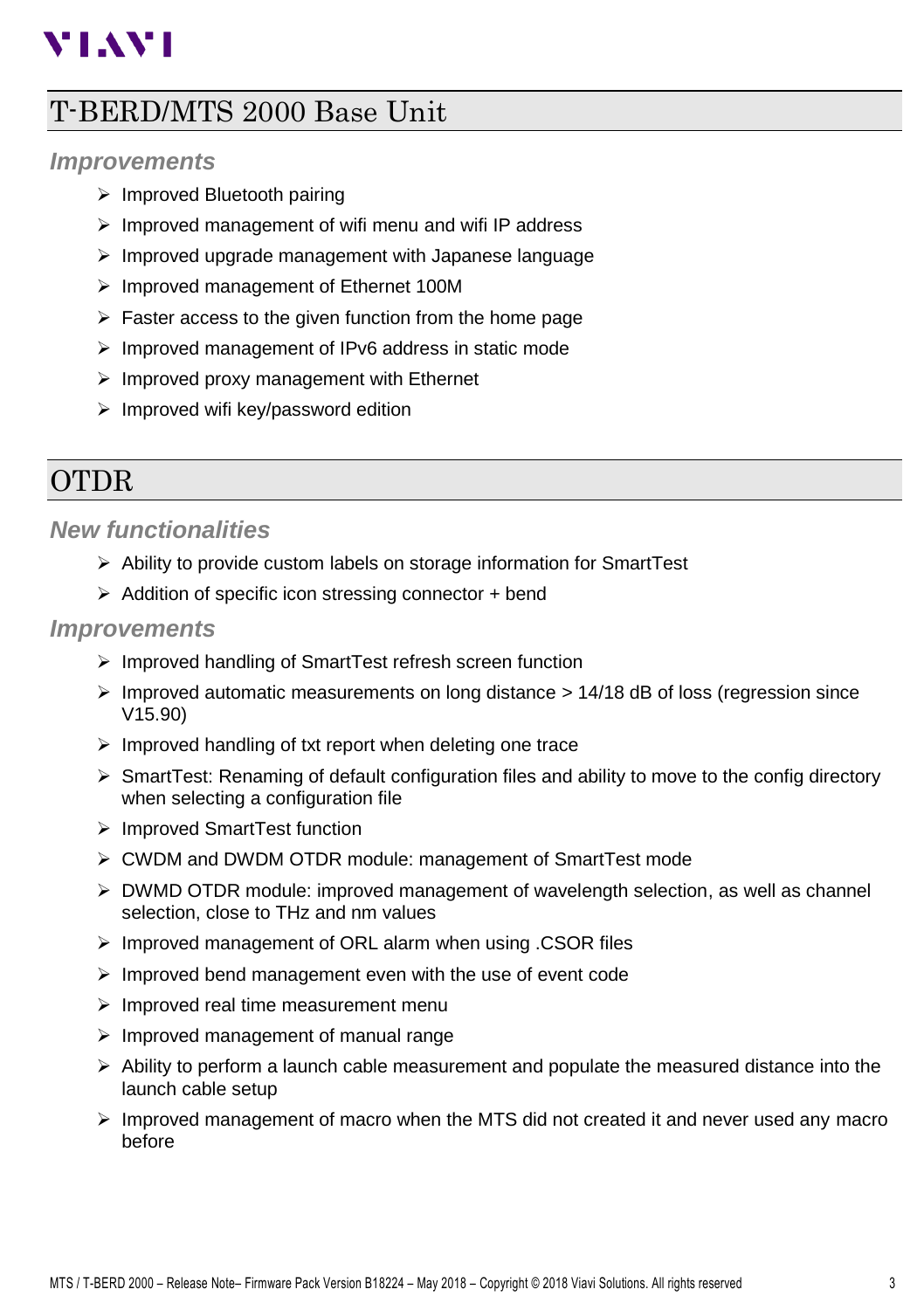# T-BERD/MTS 2000 Base Unit

### Improvements

- Improved Bluetooth pairing
- Improved management of wifi menu and wifi IP address
- Improved upgrade management with Japanese language
- Improved management of Ethernet 100M
- Faster access to the given function from the home page
- Improved management of IPv6 address in static mode
- Improved proxy management with Ethernet
- Improved wifi key/password edition

# OTDR

### New functionalities

- Ability to provide custom labels on storage information for SmartTest
- Addition of specific icon stressing connector + bend

### Improvements

- Improved handling of SmartTest refresh screen function
- Improved automatic measurements on long distance > 14/18 dB of loss (regression since V15.90)
- Improved handling of txt report when deleting one trace
- SmartTest: Renaming of default configuration files and ability to move to the config directory when selecting a configuration file
- Improved SmartTest function
- CWDM and DWDM OTDR module: management of SmartTest mode
- DWMD OTDR module: improved management of wavelength selection, as well as channel selection, close to THz and nm values
- Improved management of ORL alarm when using .CSOR files
- Improved bend management even with the use of event code
- Improved real time measurement menu
- Improved management of manual range
- Ability to perform a launch cable measurement and populate the measured distance into the launch cable setup
- Improved management of macro when the MTS did not created it and never used any macro before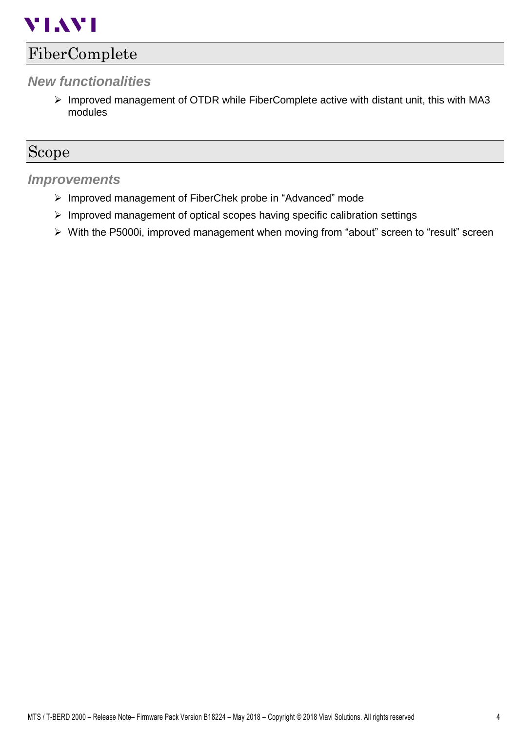# FiberComplete

### *New functionalities*

- Improved management of OTDR while FiberComplete active with distant unit, this with MA3 modules

# Scope

### *Improvements*

- Improved management of FiberChek probe in "Advanced" mode
- Improved management of optical scopes having specific calibration settings
- With the P5000i, improved management when moving from "about" screen to "result" screen